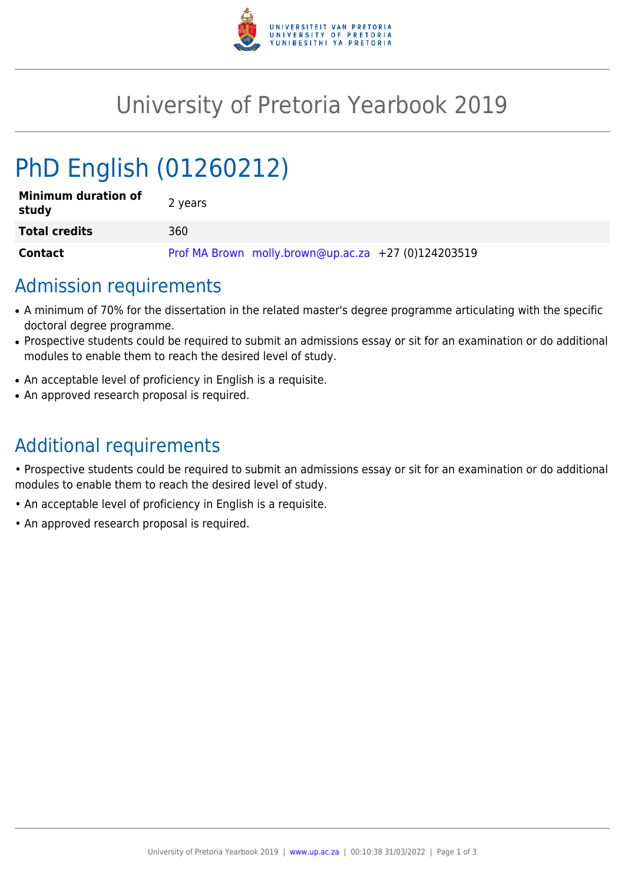# University of Pretoria Yearbook 2019

# PhD English (01260212)

| **Minimum duration of study** | 2 years |
| --- | --- |
| **Total credits** | 360 |
| **Contact** | Prof MA Brown  molly.brown@up.ac.za  +27 (0)124203519 |

## Admission requirements

- A minimum of 70% for the dissertation in the related master's degree programme articulating with the specific doctoral degree programme.
- Prospective students could be required to submit an admissions essay or sit for an examination or do additional modules to enable them to reach the desired level of study.
- An acceptable level of proficiency in English is a requisite.
- An approved research proposal is required.

## Additional requirements

• Prospective students could be required to submit an admissions essay or sit for an examination or do additional modules to enable them to reach the desired level of study.

• An acceptable level of proficiency in English is a requisite.

• An approved research proposal is required.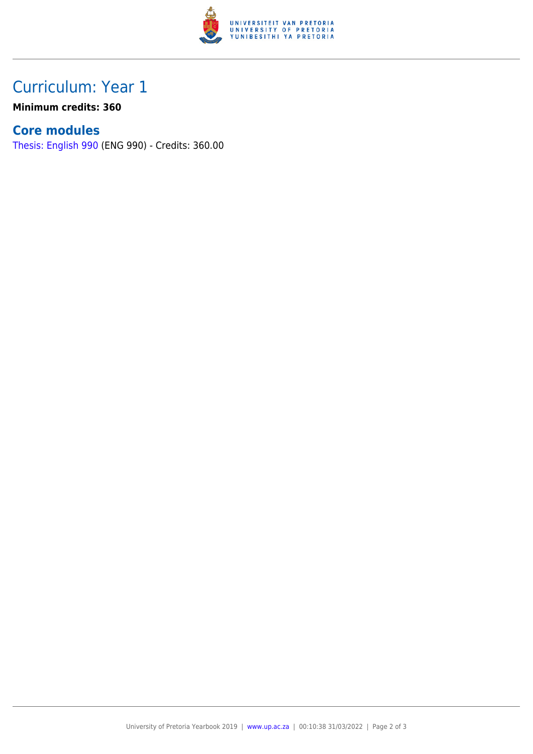# Curriculum: Year 1

**Minimum credits: 360**

## Core modules

Thesis: English 990 (ENG 990) - Credits: 360.00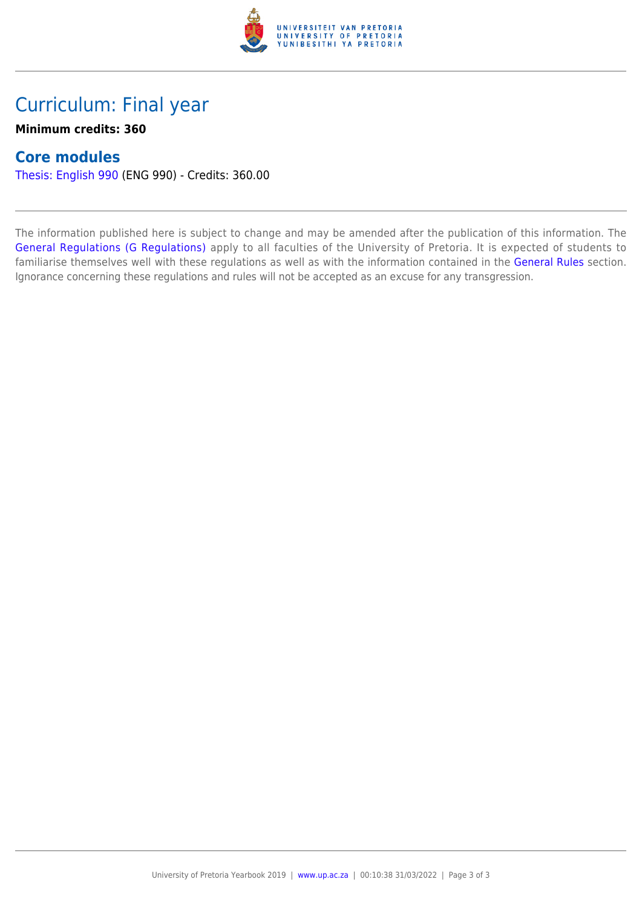## Curriculum: Final year

**Minimum credits: 360**

### Core modules

Thesis: English 990 (ENG 990) - Credits: 360.00

The information published here is subject to change and may be amended after the publication of this information. The General Regulations (G Regulations) apply to all faculties of the University of Pretoria. It is expected of students to familiarise themselves well with these regulations as well as with the information contained in the General Rules section. Ignorance concerning these regulations and rules will not be accepted as an excuse for any transgression.